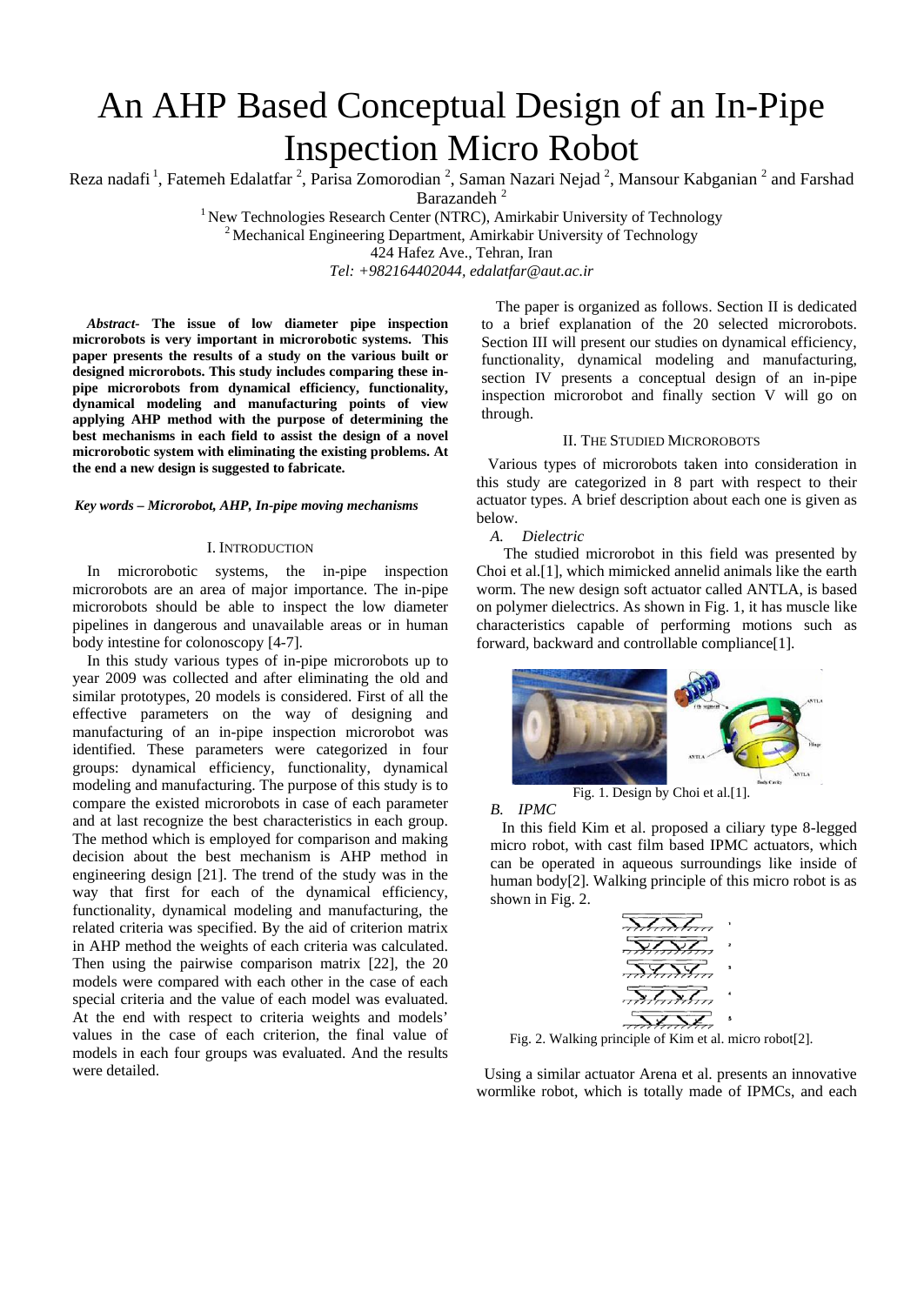# An AHP Based Conceptual Design of an In-Pipe Inspection Micro Robot

Reza nadafi [1], Fatemeh Edalatfar [2], Parisa Zomorodian [2], Saman Nazari Nejad [2], Mansour Kabganian [2] and Farshad Barazandeh [2]

[1] New Technologies Research Center (NTRC), Amirkabir University of Technology
[2] Mechanical Engineering Department, Amirkabir University of Technology
424 Hafez Ave., Tehran, Iran
*Tel: +982164402044, edalatfar@aut.ac.ir*

***Abstract-*** **The issue of low diameter pipe inspection microrobots is very important in microrobotic systems. This paper presents the results of a study on the various built or designed microrobots. This study includes comparing these in-pipe microrobots from dynamical efficiency, functionality, dynamical modeling and manufacturing points of view applying AHP method with the purpose of determining the best mechanisms in each field to assist the design of a novel microrobotic system with eliminating the existing problems. At the end a new design is suggested to fabricate.**

***Key words – Microrobot, AHP, In-pipe moving mechanisms***

## I. Introduction

In microrobotic systems, the in-pipe inspection microrobots are an area of major importance. The in-pipe microrobots should be able to inspect the low diameter pipelines in dangerous and unavailable areas or in human body intestine for colonoscopy [4-7].

In this study various types of in-pipe microrobots up to year 2009 was collected and after eliminating the old and similar prototypes, 20 models is considered. First of all the effective parameters on the way of designing and manufacturing of an in-pipe inspection microrobot was identified. These parameters were categorized in four groups: dynamical efficiency, functionality, dynamical modeling and manufacturing. The purpose of this study is to compare the existed microrobots in case of each parameter and at last recognize the best characteristics in each group. The method which is employed for comparison and making decision about the best mechanism is AHP method in engineering design [21]. The trend of the study was in the way that first for each of the dynamical efficiency, functionality, dynamical modeling and manufacturing, the related criteria was specified. By the aid of criterion matrix in AHP method the weights of each criteria was calculated. Then using the pairwise comparison matrix [22], the 20 models were compared with each other in the case of each special criteria and the value of each model was evaluated. At the end with respect to criteria weights and models' values in the case of each criterion, the final value of models in each four groups was evaluated. And the results were detailed.

The paper is organized as follows. Section II is dedicated to a brief explanation of the 20 selected microrobots. Section III will present our studies on dynamical efficiency, functionality, dynamical modeling and manufacturing, section IV presents a conceptual design of an in-pipe inspection microrobot and finally section V will go on through.

## II. The Studied Microrobots

Various types of microrobots taken into consideration in this study are categorized in 8 part with respect to their actuator types. A brief description about each one is given as below.

### *A. Dielectric*

The studied microrobot in this field was presented by Choi et al.[1], which mimicked annelid animals like the earth worm. The new design soft actuator called ANTLA, is based on polymer dielectrics. As shown in Fig. 1, it has muscle like characteristics capable of performing motions such as forward, backward and controllable compliance[1].

Fig. 1. Design by Choi et al.[1].

### *B. IPMC*

In this field Kim et al. proposed a ciliary type 8-legged micro robot, with cast film based IPMC actuators, which can be operated in aqueous surroundings like inside of human body[2]. Walking principle of this micro robot is as shown in Fig. 2.

Fig. 2. Walking principle of Kim et al. micro robot[2].

Using a similar actuator Arena et al. presents an innovative wormlike robot, which is totally made of IPMCs, and each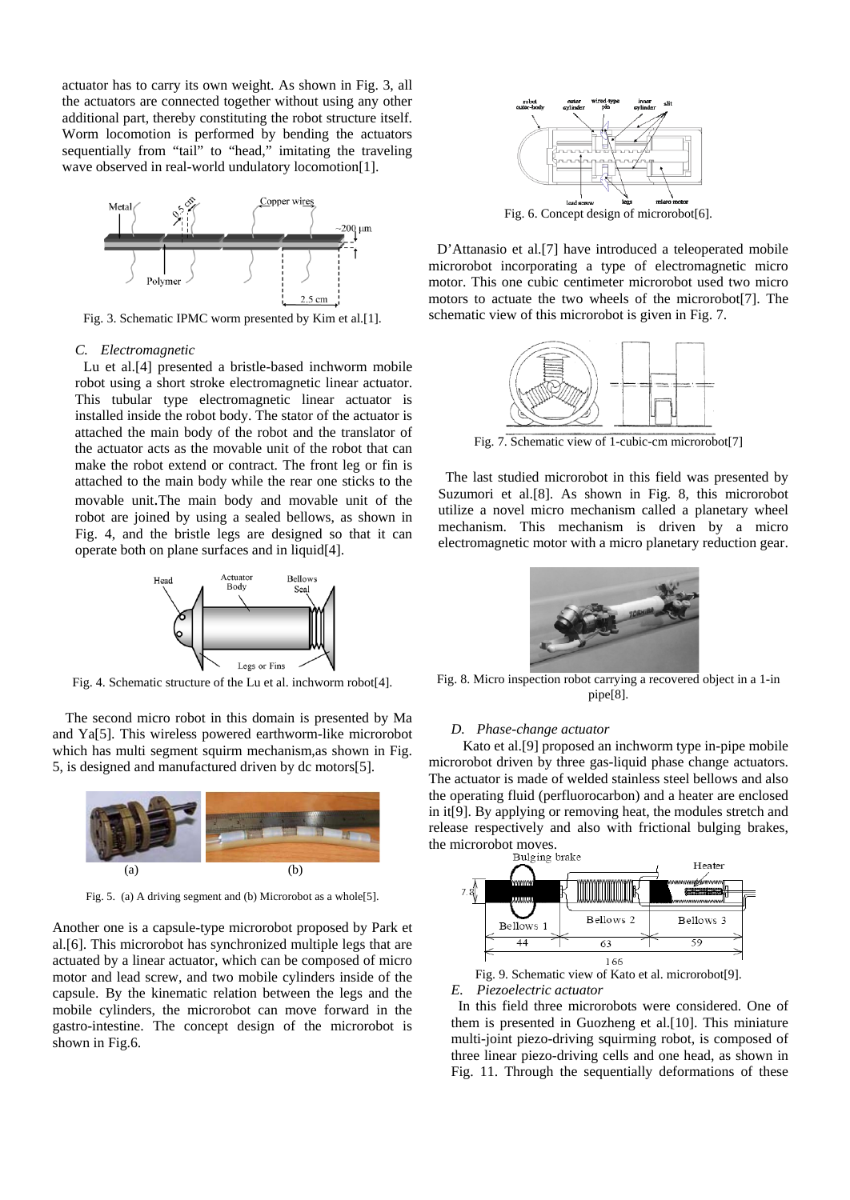actuator has to carry its own weight. As shown in Fig. 3, all the actuators are connected together without using any other additional part, thereby constituting the robot structure itself. Worm locomotion is performed by bending the actuators sequentially from "tail" to "head," imitating the traveling wave observed in real-world undulatory locomotion[1].

Fig. 3. Schematic IPMC worm presented by Kim et al.[1].

### C. Electromagnetic

Lu et al.[4] presented a bristle-based inchworm mobile robot using a short stroke electromagnetic linear actuator. This tubular type electromagnetic linear actuator is installed inside the robot body. The stator of the actuator is attached the main body of the robot and the translator of the actuator acts as the movable unit of the robot that can make the robot extend or contract. The front leg or fin is attached to the main body while the rear one sticks to the movable unit.The main body and movable unit of the robot are joined by using a sealed bellows, as shown in Fig. 4, and the bristle legs are designed so that it can operate both on plane surfaces and in liquid[4].

Fig. 4. Schematic structure of the Lu et al. inchworm robot[4].

The second micro robot in this domain is presented by Ma and Ya[5]. This wireless powered earthworm-like microrobot which has multi segment squirm mechanism,as shown in Fig. 5, is designed and manufactured driven by dc motors[5].

Fig. 5. (a) A driving segment and (b) Microrobot as a whole[5].

Another one is a capsule-type microrobot proposed by Park et al.[6]. This microrobot has synchronized multiple legs that are actuated by a linear actuator, which can be composed of micro motor and lead screw, and two mobile cylinders inside of the capsule. By the kinematic relation between the legs and the mobile cylinders, the microrobot can move forward in the gastro-intestine. The concept design of the microrobot is shown in Fig.6.

Fig. 6. Concept design of microrobot[6].

D'Attanasio et al.[7] have introduced a teleoperated mobile microrobot incorporating a type of electromagnetic micro motor. This one cubic centimeter microrobot used two micro motors to actuate the two wheels of the microrobot[7]. The schematic view of this microrobot is given in Fig. 7.

Fig. 7. Schematic view of 1-cubic-cm microrobot[7]

The last studied microrobot in this field was presented by Suzumori et al.[8]. As shown in Fig. 8, this microrobot utilize a novel micro mechanism called a planetary wheel mechanism. This mechanism is driven by a micro electromagnetic motor with a micro planetary reduction gear.

Fig. 8. Micro inspection robot carrying a recovered object in a 1-in pipe[8].

### D. Phase-change actuator

Kato et al.[9] proposed an inchworm type in-pipe mobile microrobot driven by three gas-liquid phase change actuators. The actuator is made of welded stainless steel bellows and also the operating fluid (perfluorocarbon) and a heater are enclosed in it[9]. By applying or removing heat, the modules stretch and release respectively and also with frictional bulging brakes, the microrobot moves.

Fig. 9. Schematic view of Kato et al. microrobot[9].

### E. Piezoelectric actuator

In this field three microrobots were considered. One of them is presented in Guozheng et al.[10]. This miniature multi-joint piezo-driving squirming robot, is composed of three linear piezo-driving cells and one head, as shown in Fig. 11. Through the sequentially deformations of these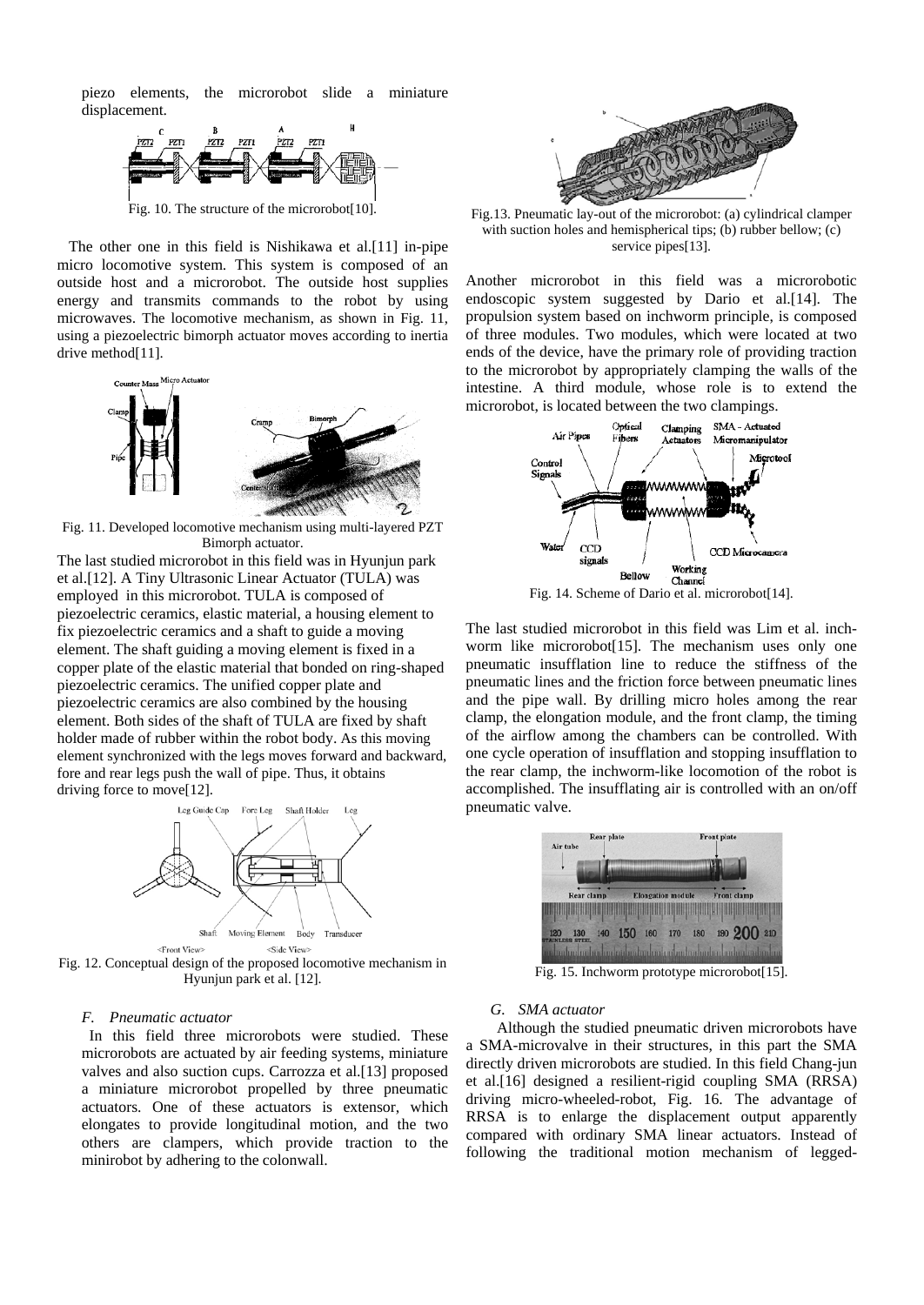piezo elements, the microrobot slide a miniature displacement.

Fig. 10. The structure of the microrobot[10].

The other one in this field is Nishikawa et al.[11] in-pipe micro locomotive system. This system is composed of an outside host and a microrobot. The outside host supplies energy and transmits commands to the robot by using microwaves. The locomotive mechanism, as shown in Fig. 11, using a piezoelectric bimorph actuator moves according to inertia drive method[11].

Fig. 11. Developed locomotive mechanism using multi-layered PZT Bimorph actuator.

The last studied microrobot in this field was in Hyunjun park et al.[12]. A Tiny Ultrasonic Linear Actuator (TULA) was employed in this microrobot. TULA is composed of piezoelectric ceramics, elastic material, a housing element to fix piezoelectric ceramics and a shaft to guide a moving element. The shaft guiding a moving element is fixed in a copper plate of the elastic material that bonded on ring-shaped piezoelectric ceramics. The unified copper plate and piezoelectric ceramics are also combined by the housing element. Both sides of the shaft of TULA are fixed by shaft holder made of rubber within the robot body. As this moving element synchronized with the legs moves forward and backward, fore and rear legs push the wall of pipe. Thus, it obtains driving force to move[12].

Fig. 12. Conceptual design of the proposed locomotive mechanism in Hyunjun park et al. [12].

### F. *Pneumatic actuator*

In this field three microrobots were studied. These microrobots are actuated by air feeding systems, miniature valves and also suction cups. Carrozza et al.[13] proposed a miniature microrobot propelled by three pneumatic actuators. One of these actuators is extensor, which elongates to provide longitudinal motion, and the two others are clampers, which provide traction to the minirobot by adhering to the colonwall.

Fig.13. Pneumatic lay-out of the microrobot: (a) cylindrical clamper with suction holes and hemispherical tips; (b) rubber bellow; (c) service pipes[13].

Another microrobot in this field was a microrobotic endoscopic system suggested by Dario et al.[14]. The propulsion system based on inchworm principle, is composed of three modules. Two modules, which were located at two ends of the device, have the primary role of providing traction to the microrobot by appropriately clamping the walls of the intestine. A third module, whose role is to extend the microrobot, is located between the two clampings.

Fig. 14. Scheme of Dario et al. microrobot[14].

The last studied microrobot in this field was Lim et al. inch-worm like microrobot[15]. The mechanism uses only one pneumatic insufflation line to reduce the stiffness of the pneumatic lines and the friction force between pneumatic lines and the pipe wall. By drilling micro holes among the rear clamp, the elongation module, and the front clamp, the timing of the airflow among the chambers can be controlled. With one cycle operation of insufflation and stopping insufflation to the rear clamp, the inchworm-like locomotion of the robot is accomplished. The insufflating air is controlled with an on/off pneumatic valve.

Fig. 15. Inchworm prototype microrobot[15].

### G. *SMA actuator*

Although the studied pneumatic driven microrobots have a SMA-microvalve in their structures, in this part the SMA directly driven microrobots are studied. In this field Chang-jun et al.[16] designed a resilient-rigid coupling SMA (RRSA) driving micro-wheeled-robot, Fig. 16. The advantage of RRSA is to enlarge the displacement output apparently compared with ordinary SMA linear actuators. Instead of following the traditional motion mechanism of legged-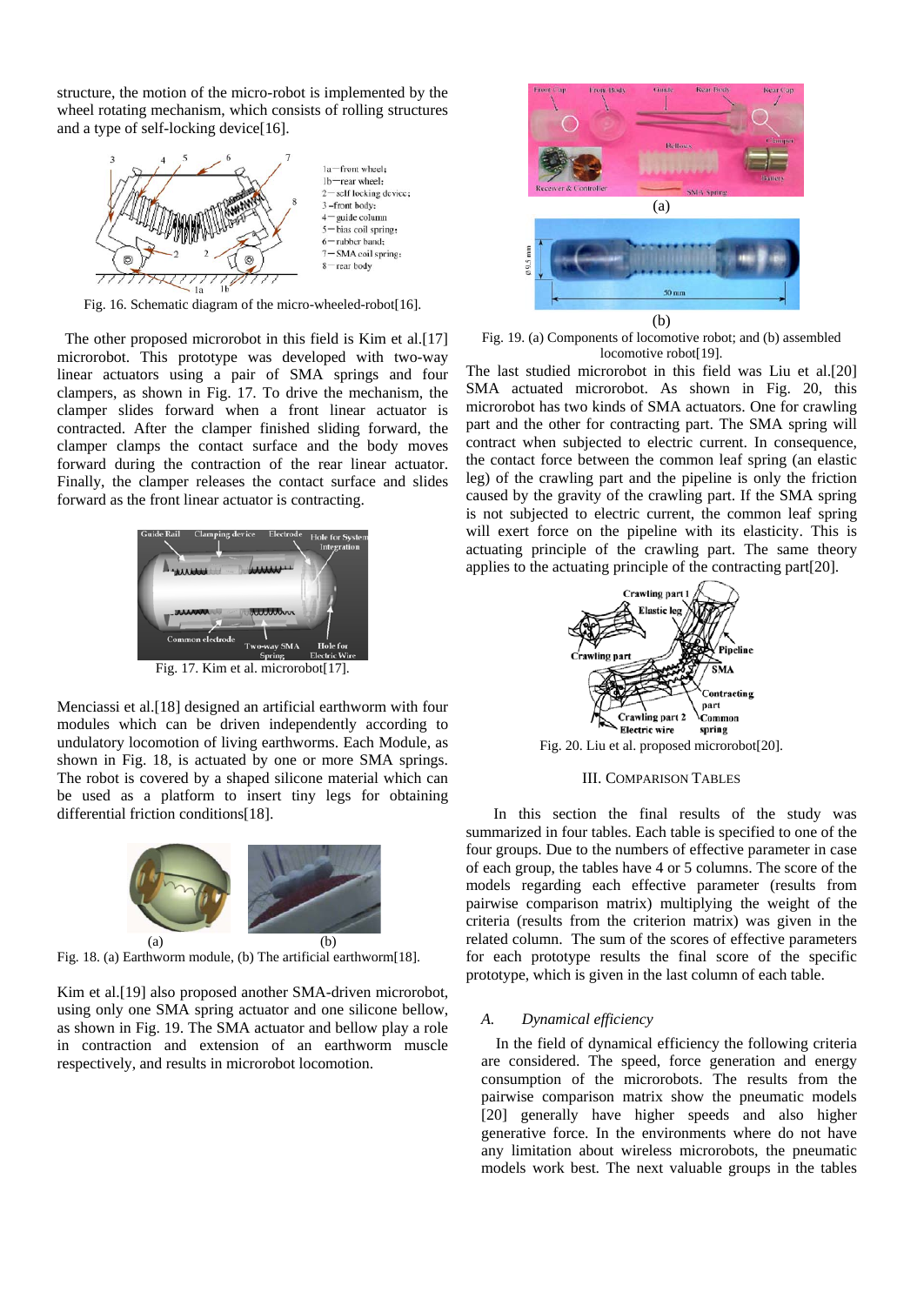structure, the motion of the micro-robot is implemented by the wheel rotating mechanism, which consists of rolling structures and a type of self-locking device[16].

Fig. 16. Schematic diagram of the micro-wheeled-robot[16].

The other proposed microrobot in this field is Kim et al.[17] microrobot. This prototype was developed with two-way linear actuators using a pair of SMA springs and four clampers, as shown in Fig. 17. To drive the mechanism, the clamper slides forward when a front linear actuator is contracted. After the clamper finished sliding forward, the clamper clamps the contact surface and the body moves forward during the contraction of the rear linear actuator. Finally, the clamper releases the contact surface and slides forward as the front linear actuator is contracting.

Fig. 17. Kim et al. microrobot[17].

Menciassi et al.[18] designed an artificial earthworm with four modules which can be driven independently according to undulatory locomotion of living earthworms. Each Module, as shown in Fig. 18, is actuated by one or more SMA springs. The robot is covered by a shaped silicone material which can be used as a platform to insert tiny legs for obtaining differential friction conditions[18].

Fig. 18. (a) Earthworm module, (b) The artificial earthworm[18].

Kim et al.[19] also proposed another SMA-driven microrobot, using only one SMA spring actuator and one silicone bellow, as shown in Fig. 19. The SMA actuator and bellow play a role in contraction and extension of an earthworm muscle respectively, and results in microrobot locomotion.

Fig. 19. (a) Components of locomotive robot; and (b) assembled locomotive robot[19].

The last studied microrobot in this field was Liu et al.[20] SMA actuated microrobot. As shown in Fig. 20, this microrobot has two kinds of SMA actuators. One for crawling part and the other for contracting part. The SMA spring will contract when subjected to electric current. In consequence, the contact force between the common leaf spring (an elastic leg) of the crawling part and the pipeline is only the friction caused by the gravity of the crawling part. If the SMA spring is not subjected to electric current, the common leaf spring will exert force on the pipeline with its elasticity. This is actuating principle of the crawling part. The same theory applies to the actuating principle of the contracting part[20].

Fig. 20. Liu et al. proposed microrobot[20].

## III. Comparison Tables

In this section the final results of the study was summarized in four tables. Each table is specified to one of the four groups. Due to the numbers of effective parameter in case of each group, the tables have 4 or 5 columns. The score of the models regarding each effective parameter (results from pairwise comparison matrix) multiplying the weight of the criteria (results from the criterion matrix) was given in the related column. The sum of the scores of effective parameters for each prototype results the final score of the specific prototype, which is given in the last column of each table.

### A. *Dynamical efficiency*

In the field of dynamical efficiency the following criteria are considered. The speed, force generation and energy consumption of the microrobots. The results from the pairwise comparison matrix show the pneumatic models [20] generally have higher speeds and also higher generative force. In the environments where do not have any limitation about wireless microrobots, the pneumatic models work best. The next valuable groups in the tables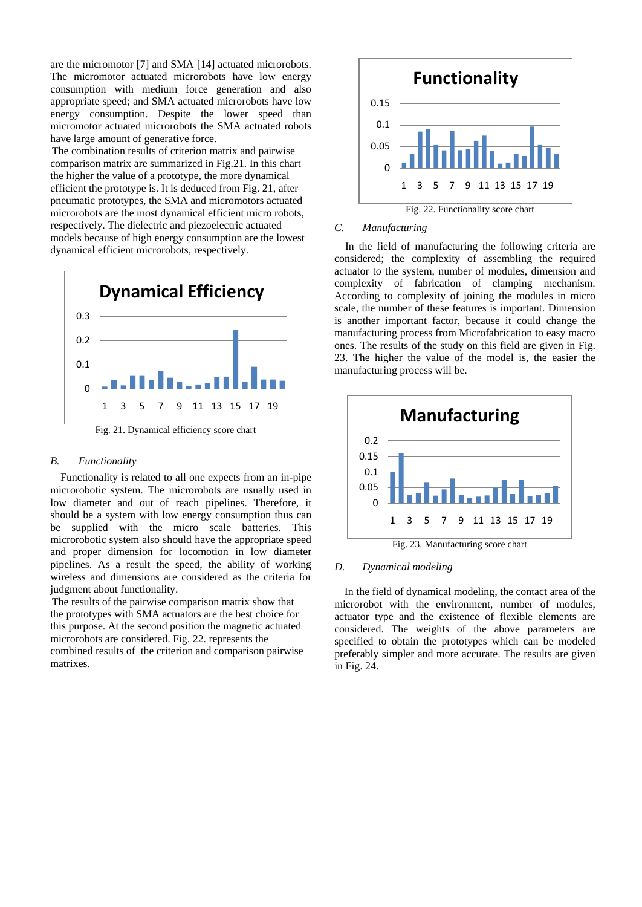are the micromotor [7] and SMA [14] actuated microrobots. The micromotor actuated microrobots have low energy consumption with medium force generation and also appropriate speed; and SMA actuated microrobots have low energy consumption. Despite the lower speed than micromotor actuated microrobots the SMA actuated robots have large amount of generative force.

The combination results of criterion matrix and pairwise comparison matrix are summarized in Fig.21. In this chart the higher the value of a prototype, the more dynamical efficient the prototype is. It is deduced from Fig. 21, after pneumatic prototypes, the SMA and micromotors actuated microrobots are the most dynamical efficient micro robots, respectively. The dielectric and piezoelectric actuated models because of high energy consumption are the lowest dynamical efficient microrobots, respectively.

Fig. 21. Dynamical efficiency score chart

### B. *Functionality*

Functionality is related to all one expects from an in-pipe microrobotic system. The microrobots are usually used in low diameter and out of reach pipelines. Therefore, it should be a system with low energy consumption thus can be supplied with the micro scale batteries. This microrobotic system also should have the appropriate speed and proper dimension for locomotion in low diameter pipelines. As a result the speed, the ability of working wireless and dimensions are considered as the criteria for judgment about functionality.

The results of the pairwise comparison matrix show that the prototypes with SMA actuators are the best choice for this purpose. At the second position the magnetic actuated microrobots are considered. Fig. 22. represents the combined results of the criterion and comparison pairwise matrices.

Fig. 22. Functionality score chart

### C. *Manufacturing*

In the field of manufacturing the following criteria are considered; the complexity of assembling the required actuator to the system, number of modules, dimension and complexity of fabrication of clamping mechanism. According to complexity of joining the modules in micro scale, the number of these features is important. Dimension is another important factor, because it could change the manufacturing process from Microfabrication to easy macro ones. The results of the study on this field are given in Fig. 23. The higher the value of the model is, the easier the manufacturing process will be.

Fig. 23. Manufacturing score chart

### D. *Dynamical modeling*

In the field of dynamical modeling, the contact area of the microrobot with the environment, number of modules, actuator type and the existence of flexible elements are considered. The weights of the above parameters are specified to obtain the prototypes which can be modeled preferably simpler and more accurate. The results are given in Fig. 24.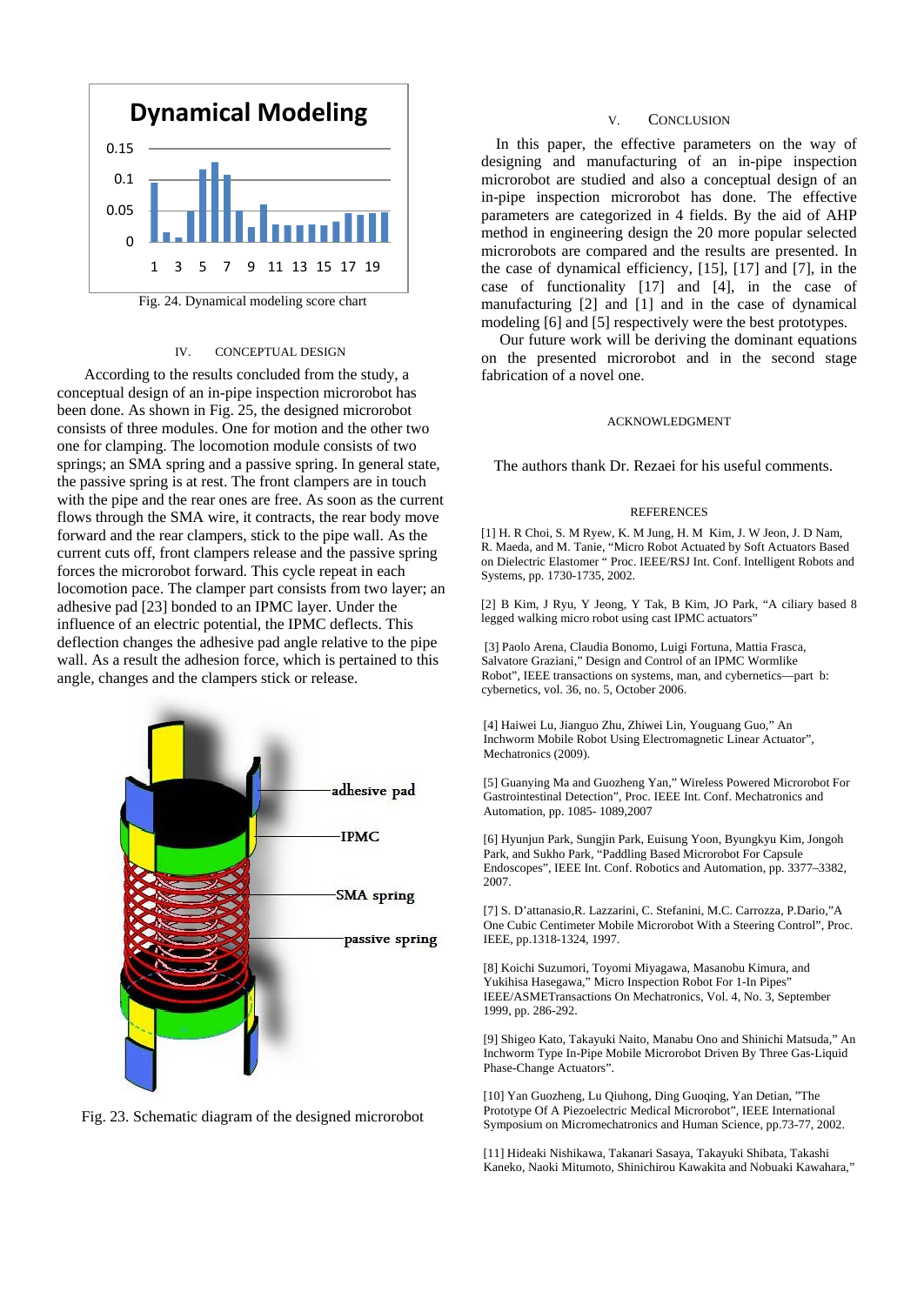Fig. 24. Dynamical modeling score chart

## IV. CONCEPTUAL DESIGN

According to the results concluded from the study, a conceptual design of an in-pipe inspection microrobot has been done. As shown in Fig. 25, the designed microrobot consists of three modules. One for motion and the other two one for clamping. The locomotion module consists of two springs; an SMA spring and a passive spring. In general state, the passive spring is at rest. The front clampers are in touch with the pipe and the rear ones are free. As soon as the current flows through the SMA wire, it contracts, the rear body move forward and the rear clampers, stick to the pipe wall. As the current cuts off, front clampers release and the passive spring forces the microrobot forward. This cycle repeat in each locomotion pace. The clamper part consists from two layer; an adhesive pad [23] bonded to an IPMC layer. Under the influence of an electric potential, the IPMC deflects. This deflection changes the adhesive pad angle relative to the pipe wall. As a result the adhesion force, which is pertained to this angle, changes and the clampers stick or release.

Fig. 23. Schematic diagram of the designed microrobot

## V. CONCLUSION

In this paper, the effective parameters on the way of designing and manufacturing of an in-pipe inspection microrobot are studied and also a conceptual design of an in-pipe inspection microrobot has done. The effective parameters are categorized in 4 fields. By the aid of AHP method in engineering design the 20 more popular selected microrobots are compared and the results are presented. In the case of dynamical efficiency, [15], [17] and [7], in the case of functionality [17] and [4], in the case of manufacturing [2] and [1] and in the case of dynamical modeling [6] and [5] respectively were the best prototypes.

Our future work will be deriving the dominant equations on the presented microrobot and in the second stage fabrication of a novel one.

## ACKNOWLEDGMENT

The authors thank Dr. Rezaei for his useful comments.

## REFERENCES

[1] H. R Choi, S. M Ryew, K. M Jung, H. M Kim, J. W Jeon, J. D Nam, R. Maeda, and M. Tanie, "Micro Robot Actuated by Soft Actuators Based on Dielectric Elastomer " Proc. IEEE/RSJ Int. Conf. Intelligent Robots and Systems, pp. 1730-1735, 2002.

[2] B Kim, J Ryu, Y Jeong, Y Tak, B Kim, JO Park, "A ciliary based 8 legged walking micro robot using cast IPMC actuators"

[3] Paolo Arena, Claudia Bonomo, Luigi Fortuna, Mattia Frasca, Salvatore Graziani," Design and Control of an IPMC Wormlike Robot", IEEE transactions on systems, man, and cybernetics—part b: cybernetics, vol. 36, no. 5, October 2006.

[4] Haiwei Lu, Jianguo Zhu, Zhiwei Lin, Youguang Guo," An Inchworm Mobile Robot Using Electromagnetic Linear Actuator", Mechatronics (2009).

[5] Guanying Ma and Guozheng Yan," Wireless Powered Microrobot For Gastrointestinal Detection", Proc. IEEE Int. Conf. Mechatronics and Automation, pp. 1085- 1089,2007

[6] Hyunjun Park, Sungjin Park, Euisung Yoon, Byungkyu Kim, Jongoh Park, and Sukho Park, "Paddling Based Microrobot For Capsule Endoscopes", IEEE Int. Conf. Robotics and Automation, pp. 3377–3382, 2007.

[7] S. D'attanasio,R. Lazzarini, C. Stefanini, M.C. Carrozza, P.Dario,"A One Cubic Centimeter Mobile Microrobot With a Steering Control", Proc. IEEE, pp.1318-1324, 1997.

[8] Koichi Suzumori, Toyomi Miyagawa, Masanobu Kimura, and Yukihisa Hasegawa," Micro Inspection Robot For 1-In Pipes" IEEE/ASMETransactions On Mechatronics, Vol. 4, No. 3, September 1999, pp. 286-292.

[9] Shigeo Kato, Takayuki Naito, Manabu Ono and Shinichi Matsuda," An Inchworm Type In-Pipe Mobile Microrobot Driven By Three Gas-Liquid Phase-Change Actuators".

[10] Yan Guozheng, Lu Qiuhong, Ding Guoqing, Yan Detian, "The Prototype Of A Piezoelectric Medical Microrobot", IEEE International Symposium on Micromechatronics and Human Science, pp.73-77, 2002.

[11] Hideaki Nishikawa, Takanari Sasaya, Takayuki Shibata, Takashi Kaneko, Naoki Mitumoto, Shinichirou Kawakita and Nobuaki Kawahara,"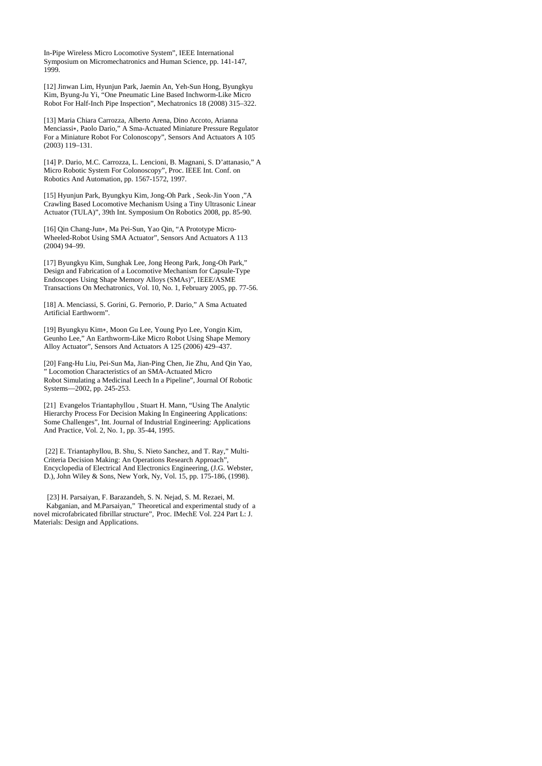In-Pipe Wireless Micro Locomotive System", IEEE International Symposium on Micromechatronics and Human Science, pp. 141-147, 1999.

[12] Jinwan Lim, Hyunjun Park, Jaemin An, Yeh-Sun Hong, Byungkyu Kim, Byung-Ju Yi, "One Pneumatic Line Based Inchworm-Like Micro Robot For Half-Inch Pipe Inspection", Mechatronics 18 (2008) 315–322.

[13] Maria Chiara Carrozza, Alberto Arena, Dino Accoto, Arianna Menciassi∗, Paolo Dario," A Sma-Actuated Miniature Pressure Regulator For a Miniature Robot For Colonoscopy", Sensors And Actuators A 105 (2003) 119–131.

[14] P. Dario, M.C. Carrozza, L. Lencioni, B. Magnani, S. D'attanasio," A Micro Robotic System For Colonoscopy", Proc. IEEE Int. Conf. on Robotics And Automation, pp. 1567-1572, 1997.

[15] Hyunjun Park, Byungkyu Kim, Jong-Oh Park , Seok-Jin Yoon ,"A Crawling Based Locomotive Mechanism Using a Tiny Ultrasonic Linear Actuator (TULA)", 39th Int. Symposium On Robotics 2008, pp. 85-90.

[16] Qin Chang-Jun∗, Ma Pei-Sun, Yao Qin, "A Prototype Micro-Wheeled-Robot Using SMA Actuator", Sensors And Actuators A 113 (2004) 94–99.

[17] Byungkyu Kim, Sunghak Lee, Jong Heong Park, Jong-Oh Park," Design and Fabrication of a Locomotive Mechanism for Capsule-Type Endoscopes Using Shape Memory Alloys (SMAs)", IEEE/ASME Transactions On Mechatronics, Vol. 10, No. 1, February 2005, pp. 77-56.

[18] A. Menciassi, S. Gorini, G. Pernorio, P. Dario," A Sma Actuated Artificial Earthworm".

[19] Byungkyu Kim∗, Moon Gu Lee, Young Pyo Lee, Yongin Kim, Geunho Lee," An Earthworm-Like Micro Robot Using Shape Memory Alloy Actuator", Sensors And Actuators A 125 (2006) 429–437.

[20] Fang-Hu Liu, Pei-Sun Ma, Jian-Ping Chen, Jie Zhu, And Qin Yao, " Locomotion Characteristics of an SMA-Actuated Micro Robot Simulating a Medicinal Leech In a Pipeline", Journal Of Robotic Systems—2002, pp. 245-253.

[21] Evangelos Triantaphyllou , Stuart H. Mann, "Using The Analytic Hierarchy Process For Decision Making In Engineering Applications: Some Challenges", Int. Journal of Industrial Engineering: Applications And Practice, Vol. 2, No. 1, pp. 35-44, 1995.

[22] E. Triantaphyllou, B. Shu, S. Nieto Sanchez, and T. Ray," Multi-Criteria Decision Making: An Operations Research Approach", Encyclopedia of Electrical And Electronics Engineering, (J.G. Webster, D.), John Wiley & Sons, New York, Ny, Vol. 15, pp. 175-186, (1998).

[23] H. Parsaiyan, F. Barazandeh, S. N. Nejad, S. M. Rezaei, M. Kabganian, and M.Parsaiyan," Theoretical and experimental study of a novel microfabricated fibrillar structure", Proc. IMechE Vol. 224 Part L: J. Materials: Design and Applications.